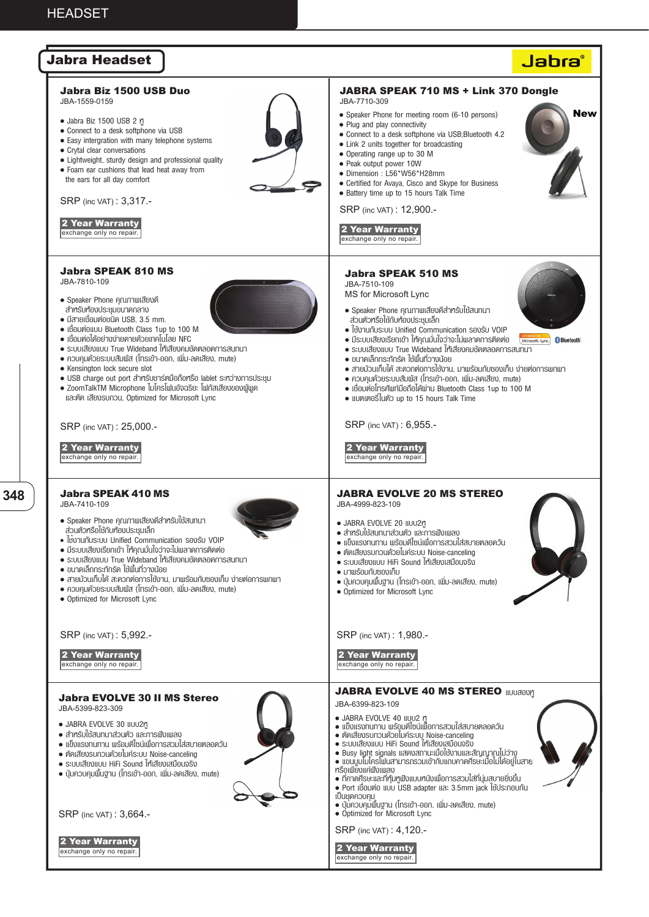# HEADSET

## Jabra Headset

Jabra®

### Jabra Biz 1500 USB Duo

JBA-1559-0159

- Jabra Biz 1500 USB 2 หู
- Connect to a desk softphone via USB
- Easy intergration with many telephone systems
- Crytal clear conversations
- Lightweight, sturdy design and professional quality
- Foam ear cushions that lead heat away from the ears for all day comfort

SRP (inc VAT) : 3,317.-

**2 Year Warranty**
exchange only no repair.

### JABRA SPEAK 710 MS + Link 370 Dongle

JBA-7710-309

**New**

- Speaker Phone for meeting room (6-10 persons)
- Plug and play connectivity
- Connect to a desk softphone via USB;Bluetooth 4.2
- Link 2 units together for broadcasting
- Operating range up to 30 M
- Peak output power 10W
- Dimension : L56*W56*H28mm
- Certified for Avaya, Cisco and Skype for Business
- Battery time up to 15 hours Talk Time

SRP (inc VAT) : 12,900.-

**2 Year Warranty**
exchange only no repair.

### Jabra SPEAK 810 MS

JBA-7810-109

- Speaker Phone คุณภาพเสียงดี สำหรับห้องประชุมขนาดกลาง
- มีสายเชื่อมต่อชนิด USB, 3.5 mm.
- เชื่อมต่อแบบ Bluetooth Class 1up to 100 M
- เชื่อมต่อได้อย่างง่ายดายด้วยเทคโนโลย NFC
- ระบบเสียงแบบ True Wideband ให้เสียงคมชัดตลอดการสนทนา
- ควบคุมด้วยระบบสัมผัส (โทรเข้า-ออก, เพิ่ม-ลดเสียง, mute)
- Kensington lock secure slot
- USB charge out port สำหรับชาร์ตมือถือหรือ lablet ระหว่างการประชุม
- ZoomTalkTM Microphone ไมโครโฟนอัจฉริยะ โฟกัสเสียงของผู้พูด และตัด เสียงรบกวน, Optimized for Microsoft Lync

SRP (inc VAT) : 25,000.-

**2 Year Warranty**
exchange only no repair.

### Jabra SPEAK 510 MS

JBA-7510-109

MS for Microsoft Lync

- Speaker Phone คุณภาพเสียงดีสำหรับใช้สนทนา ส่วนตัวหรือใช้กับห้องประชุมเล็ก
- ใช้งานกับระบบ Unified Communication รองรับ VOIP
- มีระบบเสียงเรียกเข้า ให้คุณมั่นใจว่าจะไม่พลาดการติดต่อ
- ระบบเสียงแบบ True Wideband ให้เสียงคมชัดตลอดการสนทนา
- ขนาดเล็กกระทัดรัด ใช้พื้นที่วางน้อย
- สายม้วนเก็บได้ สะดวกต่อการใช้งาน, มาพร้อมกับซองเก็บ ง่ายต่อการพกพา
- ควบคุมด้วยระบบสัมผัส (โทรเข้า-ออก, เพิ่ม-ลดเสียง, mute)
- เชื่อมต่อโทรศัพท์มือถือได้ผ่าน Bluetooth Class 1up to 100 M
- แบตเตอรี่ในตัว up to 15 hours Talk Time

SRP (inc VAT) : 6,955.-

**2 Year Warranty**
exchange only no repair.

### Jabra SPEAK 410 MS

JBA-7410-109

- Speaker Phone คุณภาพเสียงดีสำหรับใช้สนทนา ส่วนตัวหรือใช้กับห้องประชุมเล็ก
- ใช้งานกับระบบ Unified Communication รองรับ VOIP
- มีระบบเสียงเรียกเข้า ให้คุณมั่นใจว่าจะไม่พลาดการติดต่อ
- ระบบเสียงแบบ True Wideband ให้เสียงคมชัดตลอดการสนทนา
- ขนาดเล็กกระทัดรัด ใช้พื้นที่วางน้อย
- สายม้วนเก็บได้ สะดวกต่อการใช้งาน, มาพร้อมกับซองเก็บ ง่ายต่อการพกพา
- ควบคุมด้วยระบบสัมผัส (โทรเข้า-ออก, เพิ่ม-ลดเสียง, mute)
- Optimized for Microsoft Lync

SRP (inc VAT) : 5,992.-

**2 Year Warranty**
exchange only no repair.

### JABRA EVOLVE 20 MS STEREO

JBA-4999-823-109

- JABRA EVOLVE 20 แบบ2หู
- สำหรับใช้สนทนาส่วนตัว และการฟังเพลง
- แข็งแรงทนทาน พร้อมดีไซน์เพื่อการสวมใส่สบายตลอดวัน
- ตัดเสียงรบกวนด้วยไมค์ระบบ Noise-canceling
- ระบบเสียงแบบ HiFi Sound ให้เสียงเสมือนจริง
- มาพร้อมกับซองเก็บ
- ปุ่มควบคุมพื้นฐาน (โทรเข้า-ออก, เพิ่ม-ลดเสียง, mute)
- Optimized for Microsoft Lync

SRP (inc VAT) : 1,980.-

**2 Year Warranty**
exchange only no repair.

### Jabra EVOLVE 30 II MS Stereo

JBA-5399-823-309

- JABRA EVOLVE 30 แบบ2หู
- สำหรับใช้สนทนาส่วนตัว และการฟังเพลง
- แข็งแรงทนทาน พร้อมดีไซน์เพื่อการสวมใส่สบายตลอดวัน
- ตัดเสียงรบกวนด้วยไมค์ระบบ Noise-canceling
- ระบบเสียงแบบ HiFi Sound ให้เสียงเสมือนจริง
- ปุ่มควบคุมพื้นฐาน (โทรเข้า-ออก, เพิ่ม-ลดเสียง, mute)

SRP (inc VAT) : 3,664.-

**2 Year Warranty**
exchange only no repair.

### JABRA EVOLVE 40 MS STEREO แบบสองหู

JBA-6399-823-109

- JABRA EVOLVE 40 แบบ2 หู
- แข็งแรงทนทาน พร้อมดีไซน์เพื่อการสวมใส่สบายตลอดวัน
- ตัดเสียงรบกวนด้วยไมค์ระบบ Noise-canceling
- ระบบเสียงแบบ HiFi Sound ให้เสียงเสมือนจริง
- Busy light signals แสดงสถานะเมื่อใช้งานและสัญญาณไม่ว่าง
- แขนบูมไมโครโฟนสามารถรวบเข้ากับแถบคาดศีรษะเมื่อไม่ได้อยู่ในสายหรือเพียงแค่ฟังเพลง
- ที่คาดศีรษะและที่หุ้มหูฟังแบบหนังเพื่อการสวมใส่ที่นุ่มสบายยิ่งขึ้น
- Port เชื่อมต่อ แบบ USB adapter และ 3.5mm jack ใช้ประกอบกันเป็นชุดควบคุม
- ปุ่มควบคุมพื้นฐาน (โทรเข้า-ออก, เพิ่ม-ลดเสียง, mute)
- Optimized for Microsoft Lync

SRP (inc VAT) : 4,120.-

**2 Year Warranty**
exchange only no repair.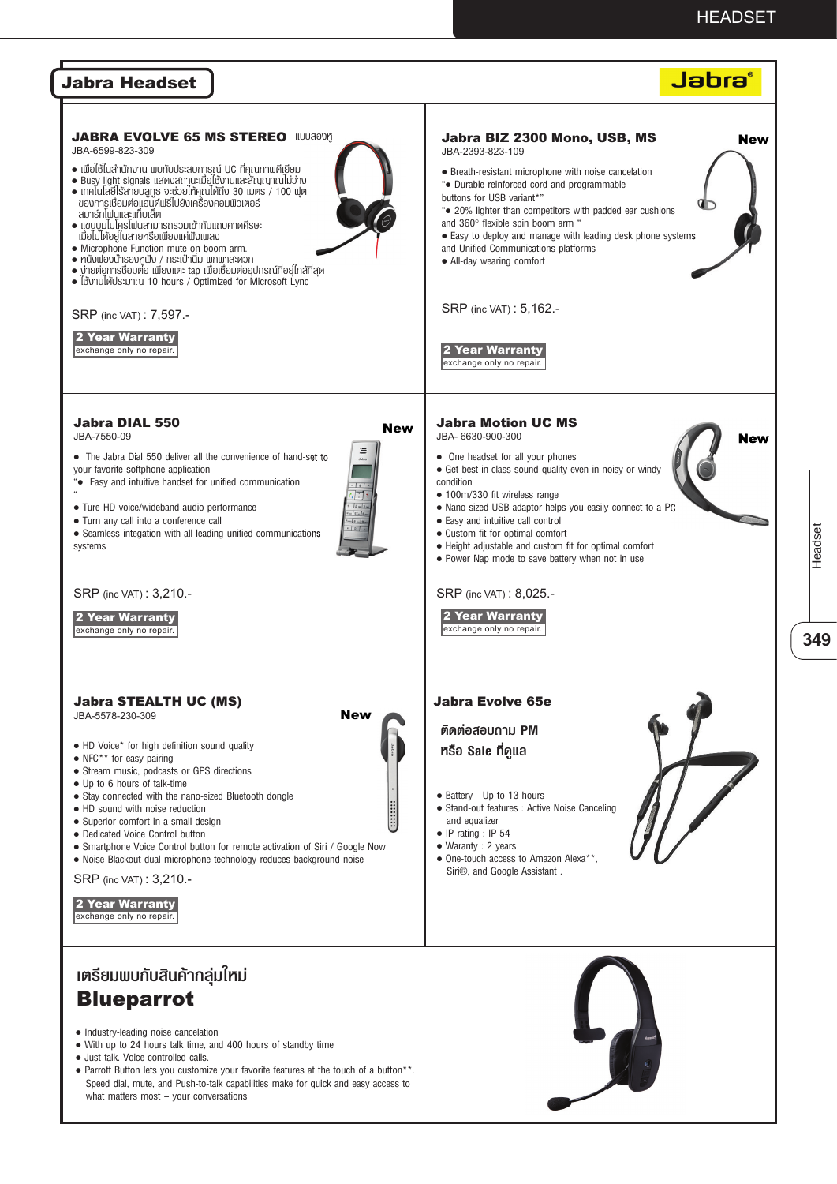# Jabra Headset

### JABRA EVOLVE 65 MS STEREO แบบสองหู

JBA-6599-823-309

- เพื่อใช้ในสำนักงาน พบกับประสบการณ์ UC ที่คุณภาพดีเยี่ยม
- Busy light signals แสดงสถานะเมื่อใช้งานและสัญญาณไม่ว่าง
- เทคโนโลยีไร้สายบลูทูธ จะช่วยให้คุณได้ถึง 30 เมตร / 100 ฟุต ของการเชื่อมต่อแฮนด์ฟรีไปยังเครื่องคอมพิวเตอร์ สมาร์ทโฟนและแท็บเล็ต
- แขนบูมไมโครโฟนสามารถรวมเข้ากับแถบคาดศีรษะ เมื่อไม่ได้อยู่ในสายหรือเพียงแค่ฟังเพลง
- Microphone Function mute on boom arm.
- หนังฟองน้ำรองหูฟัง / กระเป๋านิ่ม พกพาสะดวก
- ง่ายต่อการเชื่อมต่อ เพียงแตะ tap เพื่อเชื่อมต่ออุปกรณ์ที่อยู่ใกล้ที่สุด
- ใช้งานได้ประมาณ 10 hours / Optimized for Microsoft Lync

SRP (inc VAT) : 7,597.-

**2 Year Warranty**
exchange only no repair.

### Jabra BIZ 2300 Mono, USB, MS **New**

JBA-2393-823-109

- Breath-resistant microphone with noise cancelation
"• Durable reinforced cord and programmable buttons for USB variant*"
"• 20% lighter than competitors with padded ear cushions and 360° flexible spin boom arm "
- Easy to deploy and manage with leading desk phone systems and Unified Communications platforms
- All-day wearing comfort

SRP (inc VAT) : 5,162.-

**2 Year Warranty**
exchange only no repair.

### Jabra DIAL 550 **New**

JBA-7550-09

- The Jabra Dial 550 deliver all the convenience of hand-set to your favorite softphone application
"• Easy and intuitive handset for unified communication
"
- Ture HD voice/wideband audio performance
- Turn any call into a conference call
- Seamless integration with all leading unified communications systems

SRP (inc VAT) : 3,210.-

**2 Year Warranty**
exchange only no repair.

### Jabra Motion UC MS **New**

JBA- 6630-900-300

- One headset for all your phones
- Get best-in-class sound quality even in noisy or windy condition
- 100m/330 fit wireless range
- Nano-sized USB adaptor helps you easily connect to a PC
- Easy and intuitive call control
- Custom fit for optimal comfort
- Height adjustable and custom fit for optimal comfort
- Power Nap mode to save battery when not in use

SRP (inc VAT) : 8,025.-

**2 Year Warranty**
exchange only no repair.

### Jabra STEALTH UC (MS) **New**

JBA-5578-230-309

- HD Voice* for high definition sound quality
- NFC** for easy pairing
- Stream music, podcasts or GPS directions
- Up to 6 hours of talk-time
- Stay connected with the nano-sized Bluetooth dongle
- HD sound with noise reduction
- Superior comfort in a small design
- Dedicated Voice Control button
- Smartphone Voice Control button for remote activation of Siri / Google Now
- Noise Blackout dual microphone technology reduces background noise

SRP (inc VAT) : 3,210.-

**2 Year Warranty**
exchange only no repair.

### Jabra Evolve 65e

**ติดต่อสอบถาม PM หรือ Sale ที่ดูแล**

- Battery - Up to 13 hours
- Stand-out features : Active Noise Canceling and equalizer
- IP rating : IP-54
- Waranty : 2 years
- One-touch access to Amazon Alexa**, Siri®, and Google Assistant .

## เตรียมพบกับสินค้ากลุ่มใหม่
## Blueparrot

- Industry-leading noise cancelation
- With up to 24 hours talk time, and 400 hours of standby time
- Just talk. Voice-controlled calls.
- Parrott Button lets you customize your favorite features at the touch of a button**. Speed dial, mute, and Push-to-talk capabilities make for quick and easy access to what matters most – your conversations